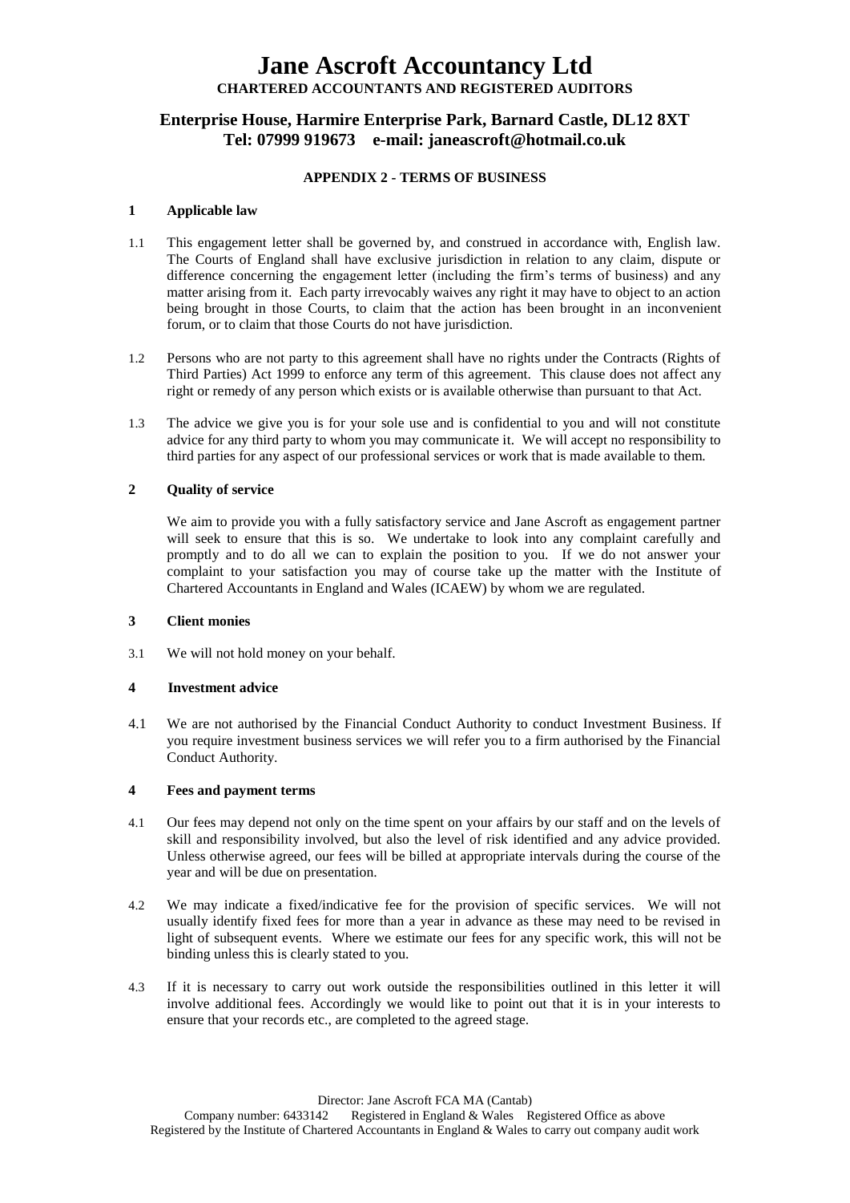# Jane Ascroft Accountancy Ltd

**CHARTERED ACCOUNTANTS AND REGISTERED AUDITORS**

## Enterprise House, Harmire Enterprise Park, Barnard Castle, DL12 8XT
## Tel: 07999 919673 e-mail: janeascroft@hotmail.co.uk

**APPENDIX 2 - TERMS OF BUSINESS**

### 1 Applicable law

1.1 This engagement letter shall be governed by, and construed in accordance with, English law. The Courts of England shall have exclusive jurisdiction in relation to any claim, dispute or difference concerning the engagement letter (including the firm's terms of business) and any matter arising from it. Each party irrevocably waives any right it may have to object to an action being brought in those Courts, to claim that the action has been brought in an inconvenient forum, or to claim that those Courts do not have jurisdiction.

1.2 Persons who are not party to this agreement shall have no rights under the Contracts (Rights of Third Parties) Act 1999 to enforce any term of this agreement. This clause does not affect any right or remedy of any person which exists or is available otherwise than pursuant to that Act.

1.3 The advice we give you is for your sole use and is confidential to you and will not constitute advice for any third party to whom you may communicate it. We will accept no responsibility to third parties for any aspect of our professional services or work that is made available to them.

### 2 Quality of service

We aim to provide you with a fully satisfactory service and Jane Ascroft as engagement partner will seek to ensure that this is so. We undertake to look into any complaint carefully and promptly and to do all we can to explain the position to you. If we do not answer your complaint to your satisfaction you may of course take up the matter with the Institute of Chartered Accountants in England and Wales (ICAEW) by whom we are regulated.

### 3 Client monies

3.1 We will not hold money on your behalf.

### 4 Investment advice

4.1 We are not authorised by the Financial Conduct Authority to conduct Investment Business. If you require investment business services we will refer you to a firm authorised by the Financial Conduct Authority.

### 4 Fees and payment terms

4.1 Our fees may depend not only on the time spent on your affairs by our staff and on the levels of skill and responsibility involved, but also the level of risk identified and any advice provided. Unless otherwise agreed, our fees will be billed at appropriate intervals during the course of the year and will be due on presentation.

4.2 We may indicate a fixed/indicative fee for the provision of specific services. We will not usually identify fixed fees for more than a year in advance as these may need to be revised in light of subsequent events. Where we estimate our fees for any specific work, this will not be binding unless this is clearly stated to you.

4.3 If it is necessary to carry out work outside the responsibilities outlined in this letter it will involve additional fees. Accordingly we would like to point out that it is in your interests to ensure that your records etc., are completed to the agreed stage.

Director: Jane Ascroft FCA MA (Cantab)
Company number: 6433142 Registered in England & Wales Registered Office as above
Registered by the Institute of Chartered Accountants in England & Wales to carry out company audit work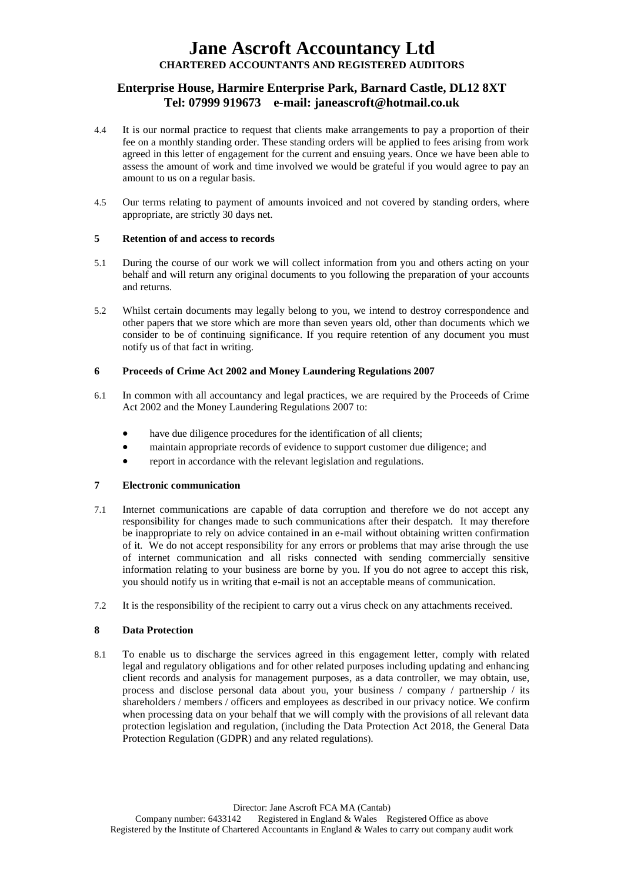4.4 It is our normal practice to request that clients make arrangements to pay a proportion of their fee on a monthly standing order. These standing orders will be applied to fees arising from work agreed in this letter of engagement for the current and ensuing years. Once we have been able to assess the amount of work and time involved we would be grateful if you would agree to pay an amount to us on a regular basis.

4.5 Our terms relating to payment of amounts invoiced and not covered by standing orders, where appropriate, are strictly 30 days net.

## 5 Retention of and access to records

5.1 During the course of our work we will collect information from you and others acting on your behalf and will return any original documents to you following the preparation of your accounts and returns.

5.2 Whilst certain documents may legally belong to you, we intend to destroy correspondence and other papers that we store which are more than seven years old, other than documents which we consider to be of continuing significance. If you require retention of any document you must notify us of that fact in writing.

## 6 Proceeds of Crime Act 2002 and Money Laundering Regulations 2007

6.1 In common with all accountancy and legal practices, we are required by the Proceeds of Crime Act 2002 and the Money Laundering Regulations 2007 to:

- have due diligence procedures for the identification of all clients;
- maintain appropriate records of evidence to support customer due diligence; and
- report in accordance with the relevant legislation and regulations.

## 7 Electronic communication

7.1 Internet communications are capable of data corruption and therefore we do not accept any responsibility for changes made to such communications after their despatch. It may therefore be inappropriate to rely on advice contained in an e-mail without obtaining written confirmation of it. We do not accept responsibility for any errors or problems that may arise through the use of internet communication and all risks connected with sending commercially sensitive information relating to your business are borne by you. If you do not agree to accept this risk, you should notify us in writing that e-mail is not an acceptable means of communication.

7.2 It is the responsibility of the recipient to carry out a virus check on any attachments received.

## 8 Data Protection

8.1 To enable us to discharge the services agreed in this engagement letter, comply with related legal and regulatory obligations and for other related purposes including updating and enhancing client records and analysis for management purposes, as a data controller, we may obtain, use, process and disclose personal data about you, your business / company / partnership / its shareholders / members / officers and employees as described in our privacy notice. We confirm when processing data on your behalf that we will comply with the provisions of all relevant data protection legislation and regulation, (including the Data Protection Act 2018, the General Data Protection Regulation (GDPR) and any related regulations).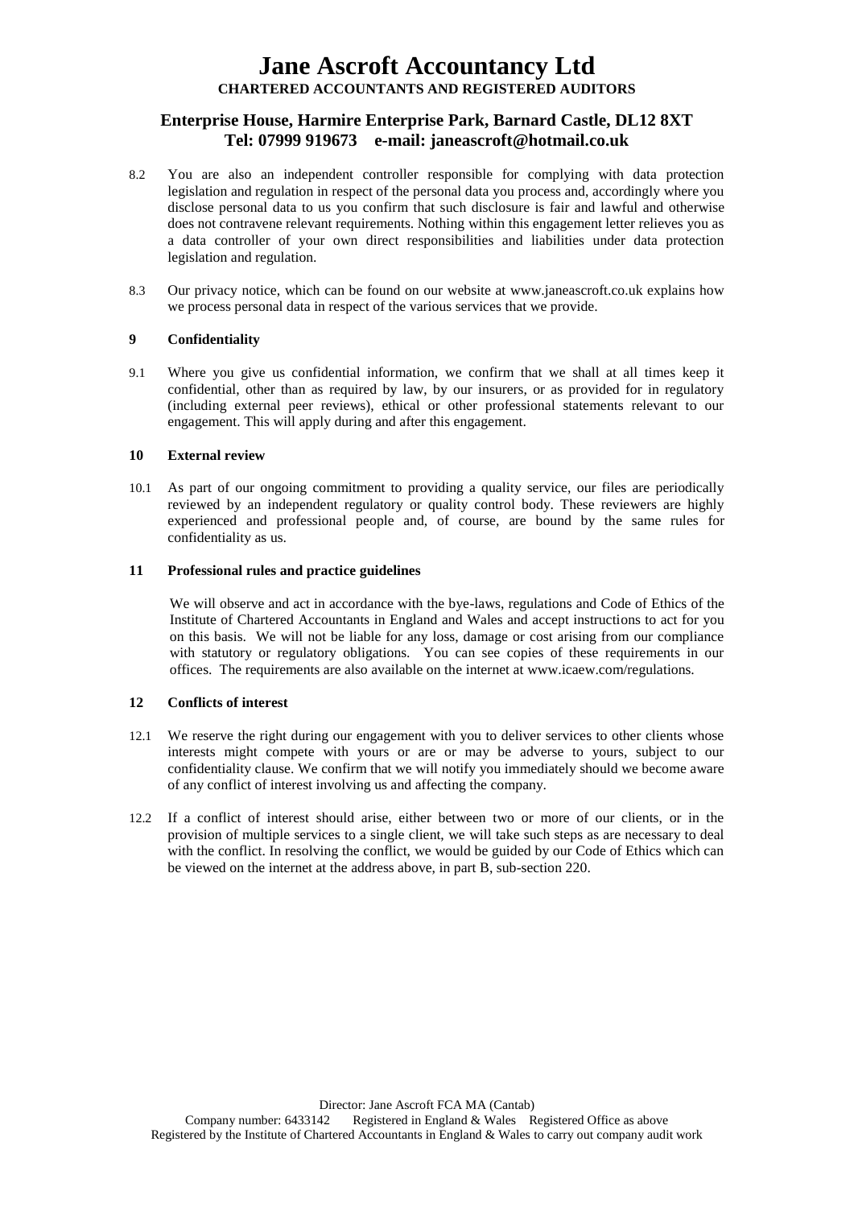8.2 You are also an independent controller responsible for complying with data protection legislation and regulation in respect of the personal data you process and, accordingly where you disclose personal data to us you confirm that such disclosure is fair and lawful and otherwise does not contravene relevant requirements. Nothing within this engagement letter relieves you as a data controller of your own direct responsibilities and liabilities under data protection legislation and regulation.

8.3 Our privacy notice, which can be found on our website at www.janeascroft.co.uk explains how we process personal data in respect of the various services that we provide.

## 9 Confidentiality

9.1 Where you give us confidential information, we confirm that we shall at all times keep it confidential, other than as required by law, by our insurers, or as provided for in regulatory (including external peer reviews), ethical or other professional statements relevant to our engagement. This will apply during and after this engagement.

## 10 External review

10.1 As part of our ongoing commitment to providing a quality service, our files are periodically reviewed by an independent regulatory or quality control body. These reviewers are highly experienced and professional people and, of course, are bound by the same rules for confidentiality as us.

## 11 Professional rules and practice guidelines

We will observe and act in accordance with the bye-laws, regulations and Code of Ethics of the Institute of Chartered Accountants in England and Wales and accept instructions to act for you on this basis. We will not be liable for any loss, damage or cost arising from our compliance with statutory or regulatory obligations. You can see copies of these requirements in our offices. The requirements are also available on the internet at www.icaew.com/regulations.

## 12 Conflicts of interest

12.1 We reserve the right during our engagement with you to deliver services to other clients whose interests might compete with yours or are or may be adverse to yours, subject to our confidentiality clause. We confirm that we will notify you immediately should we become aware of any conflict of interest involving us and affecting the company.

12.2 If a conflict of interest should arise, either between two or more of our clients, or in the provision of multiple services to a single client, we will take such steps as are necessary to deal with the conflict. In resolving the conflict, we would be guided by our Code of Ethics which can be viewed on the internet at the address above, in part B, sub-section 220.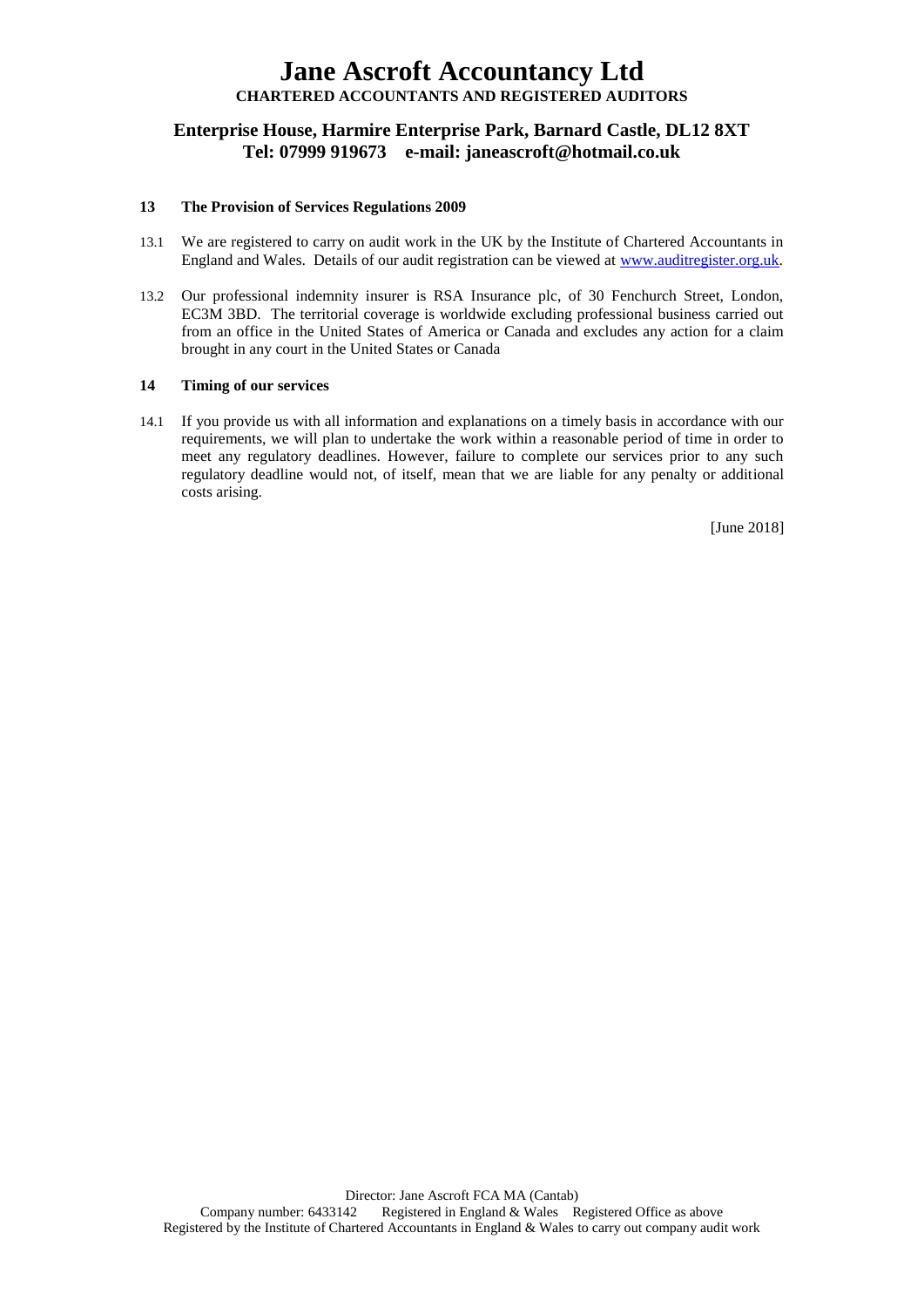# Jane Ascroft Accountancy Ltd

**CHARTERED ACCOUNTANTS AND REGISTERED AUDITORS**

**Enterprise House, Harmire Enterprise Park, Barnard Castle, DL12 8XT**
**Tel: 07999 919673 e-mail: janeascroft@hotmail.co.uk**

### 13 The Provision of Services Regulations 2009

13.1 We are registered to carry on audit work in the UK by the Institute of Chartered Accountants in England and Wales. Details of our audit registration can be viewed at www.auditregister.org.uk.

13.2 Our professional indemnity insurer is RSA Insurance plc, of 30 Fenchurch Street, London, EC3M 3BD. The territorial coverage is worldwide excluding professional business carried out from an office in the United States of America or Canada and excludes any action for a claim brought in any court in the United States or Canada

### 14 Timing of our services

14.1 If you provide us with all information and explanations on a timely basis in accordance with our requirements, we will plan to undertake the work within a reasonable period of time in order to meet any regulatory deadlines. However, failure to complete our services prior to any such regulatory deadline would not, of itself, mean that we are liable for any penalty or additional costs arising.

[June 2018]

Director: Jane Ascroft FCA MA (Cantab)
Company number: 6433142 Registered in England & Wales Registered Office as above
Registered by the Institute of Chartered Accountants in England & Wales to carry out company audit work